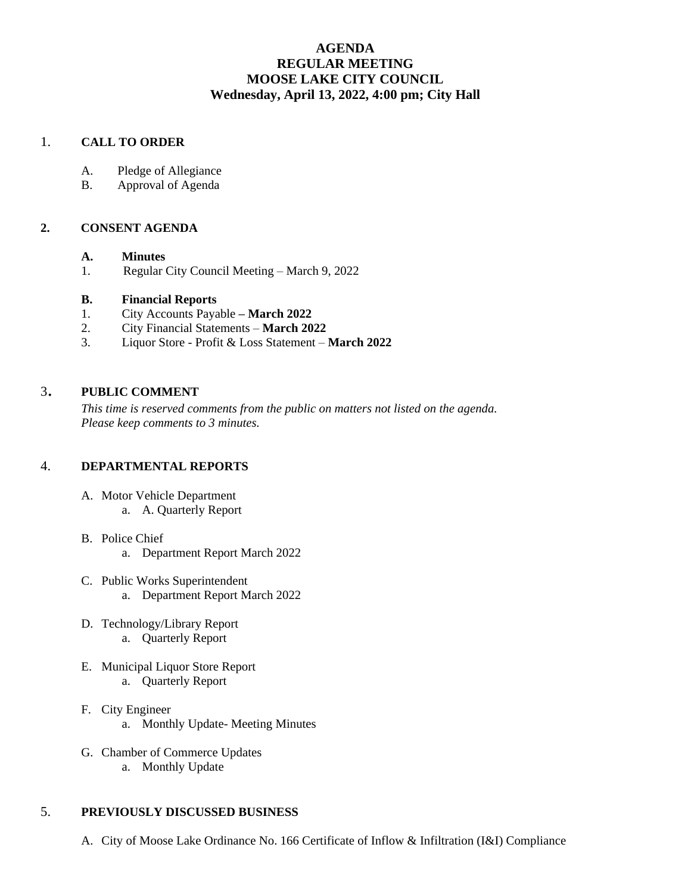# AGENDA
# REGULAR MEETING
# MOOSE LAKE CITY COUNCIL
# Wednesday, April 13, 2022, 4:00 pm; City Hall

## 1. CALL TO ORDER

A. Pledge of Allegiance
B. Approval of Agenda

## 2. CONSENT AGENDA

**A. Minutes**

1. Regular City Council Meeting – March 9, 2022

**B. Financial Reports**

1. City Accounts Payable **– March 2022**
2. City Financial Statements – **March 2022**
3. Liquor Store - Profit & Loss Statement – **March 2022**

## 3. PUBLIC COMMENT

*This time is reserved comments from the public on matters not listed on the agenda.*
*Please keep comments to 3 minutes.*

## 4. DEPARTMENTAL REPORTS

A. Motor Vehicle Department
   a. A. Quarterly Report

B. Police Chief
   a. Department Report March 2022

C. Public Works Superintendent
   a. Department Report March 2022

D. Technology/Library Report
   a. Quarterly Report

E. Municipal Liquor Store Report
   a. Quarterly Report

F. City Engineer
   a. Monthly Update- Meeting Minutes

G. Chamber of Commerce Updates
   a. Monthly Update

## 5. PREVIOUSLY DISCUSSED BUSINESS

A. City of Moose Lake Ordinance No. 166 Certificate of Inflow & Infiltration (I&I) Compliance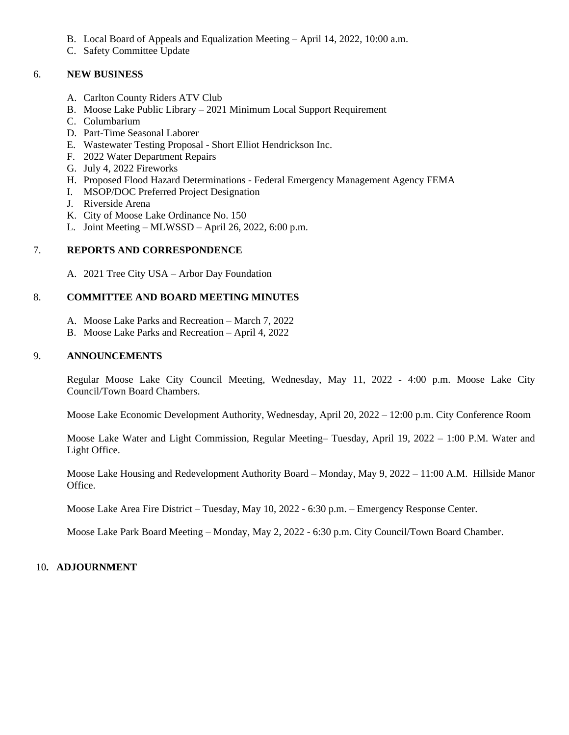B. Local Board of Appeals and Equalization Meeting – April 14, 2022, 10:00 a.m.
C. Safety Committee Update

6. **NEW BUSINESS**

A. Carlton County Riders ATV Club
B. Moose Lake Public Library – 2021 Minimum Local Support Requirement
C. Columbarium
D. Part-Time Seasonal Laborer
E. Wastewater Testing Proposal - Short Elliot Hendrickson Inc.
F. 2022 Water Department Repairs
G. July 4, 2022 Fireworks
H. Proposed Flood Hazard Determinations - Federal Emergency Management Agency FEMA
I. MSOP/DOC Preferred Project Designation
J. Riverside Arena
K. City of Moose Lake Ordinance No. 150
L. Joint Meeting – MLWSSD – April 26, 2022, 6:00 p.m.

7. **REPORTS AND CORRESPONDENCE**

A. 2021 Tree City USA – Arbor Day Foundation

8. **COMMITTEE AND BOARD MEETING MINUTES**

A. Moose Lake Parks and Recreation – March 7, 2022
B. Moose Lake Parks and Recreation – April 4, 2022

9. **ANNOUNCEMENTS**

Regular Moose Lake City Council Meeting, Wednesday, May 11, 2022 - 4:00 p.m. Moose Lake City Council/Town Board Chambers.

Moose Lake Economic Development Authority, Wednesday, April 20, 2022 – 12:00 p.m. City Conference Room

Moose Lake Water and Light Commission, Regular Meeting– Tuesday, April 19, 2022 – 1:00 P.M. Water and Light Office.

Moose Lake Housing and Redevelopment Authority Board – Monday, May 9, 2022 – 11:00 A.M. Hillside Manor Office.

Moose Lake Area Fire District – Tuesday, May 10, 2022 - 6:30 p.m. – Emergency Response Center.

Moose Lake Park Board Meeting – Monday, May 2, 2022 - 6:30 p.m. City Council/Town Board Chamber.

10. **ADJOURNMENT**